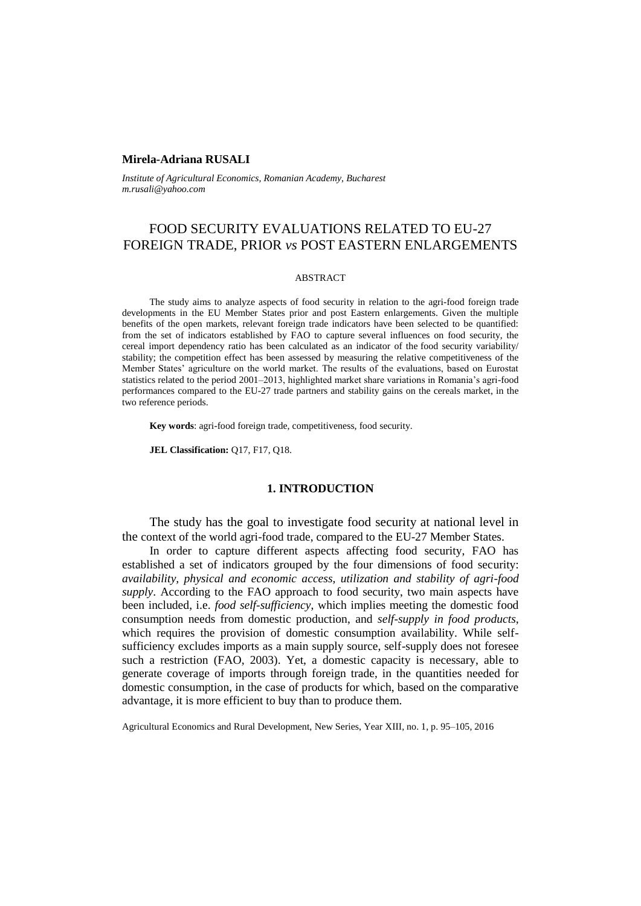**Mirela-Adriana RUSALI**

*Institute of Agricultural Economics, Romanian Academy, Bucharest*
*m.rusali@yahoo.com*

# FOOD SECURITY EVALUATIONS RELATED TO EU-27 FOREIGN TRADE, PRIOR *vs* POST EASTERN ENLARGEMENTS

ABSTRACT

The study aims to analyze aspects of food security in relation to the agri-food foreign trade developments in the EU Member States prior and post Eastern enlargements. Given the multiple benefits of the open markets, relevant foreign trade indicators have been selected to be quantified: from the set of indicators established by FAO to capture several influences on food security, the cereal import dependency ratio has been calculated as an indicator of the food security variability/ stability; the competition effect has been assessed by measuring the relative competitiveness of the Member States' agriculture on the world market. The results of the evaluations, based on Eurostat statistics related to the period 2001–2013, highlighted market share variations in Romania's agri-food performances compared to the EU-27 trade partners and stability gains on the cereals market, in the two reference periods.

**Key words**: agri-food foreign trade, competitiveness, food security.

**JEL Classification:** Q17, F17, Q18.

## 1. INTRODUCTION

The study has the goal to investigate food security at national level in the context of the world agri-food trade, compared to the EU-27 Member States.

In order to capture different aspects affecting food security, FAO has established a set of indicators grouped by the four dimensions of food security: *availability, physical and economic access, utilization and stability of agri-food supply*. According to the FAO approach to food security, two main aspects have been included, i.e. *food self-sufficiency*, which implies meeting the domestic food consumption needs from domestic production, and *self-supply in food products*, which requires the provision of domestic consumption availability. While self-sufficiency excludes imports as a main supply source, self-supply does not foresee such a restriction (FAO, 2003). Yet, a domestic capacity is necessary, able to generate coverage of imports through foreign trade, in the quantities needed for domestic consumption, in the case of products for which, based on the comparative advantage, it is more efficient to buy than to produce them.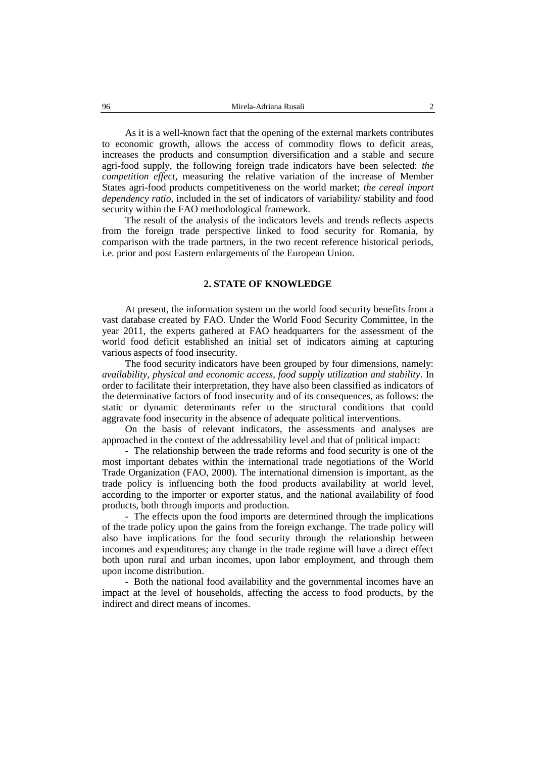As it is a well-known fact that the opening of the external markets contributes to economic growth, allows the access of commodity flows to deficit areas, increases the products and consumption diversification and a stable and secure agri-food supply, the following foreign trade indicators have been selected: *the competition effect*, measuring the relative variation of the increase of Member States agri-food products competitiveness on the world market; *the cereal import dependency ratio*, included in the set of indicators of variability/ stability and food security within the FAO methodological framework.

The result of the analysis of the indicators levels and trends reflects aspects from the foreign trade perspective linked to food security for Romania, by comparison with the trade partners, in the two recent reference historical periods, i.e. prior and post Eastern enlargements of the European Union.

## 2. STATE OF KNOWLEDGE

At present, the information system on the world food security benefits from a vast database created by FAO. Under the World Food Security Committee, in the year 2011, the experts gathered at FAO headquarters for the assessment of the world food deficit established an initial set of indicators aiming at capturing various aspects of food insecurity.

The food security indicators have been grouped by four dimensions, namely: *availability, physical and economic access, food supply utilization and stability*. In order to facilitate their interpretation, they have also been classified as indicators of the determinative factors of food insecurity and of its consequences, as follows: the static or dynamic determinants refer to the structural conditions that could aggravate food insecurity in the absence of adequate political interventions.

On the basis of relevant indicators, the assessments and analyses are approached in the context of the addressability level and that of political impact:

- The relationship between the trade reforms and food security is one of the most important debates within the international trade negotiations of the World Trade Organization (FAO, 2000). The international dimension is important, as the trade policy is influencing both the food products availability at world level, according to the importer or exporter status, and the national availability of food products, both through imports and production.
- The effects upon the food imports are determined through the implications of the trade policy upon the gains from the foreign exchange. The trade policy will also have implications for the food security through the relationship between incomes and expenditures; any change in the trade regime will have a direct effect both upon rural and urban incomes, upon labor employment, and through them upon income distribution.
- Both the national food availability and the governmental incomes have an impact at the level of households, affecting the access to food products, by the indirect and direct means of incomes.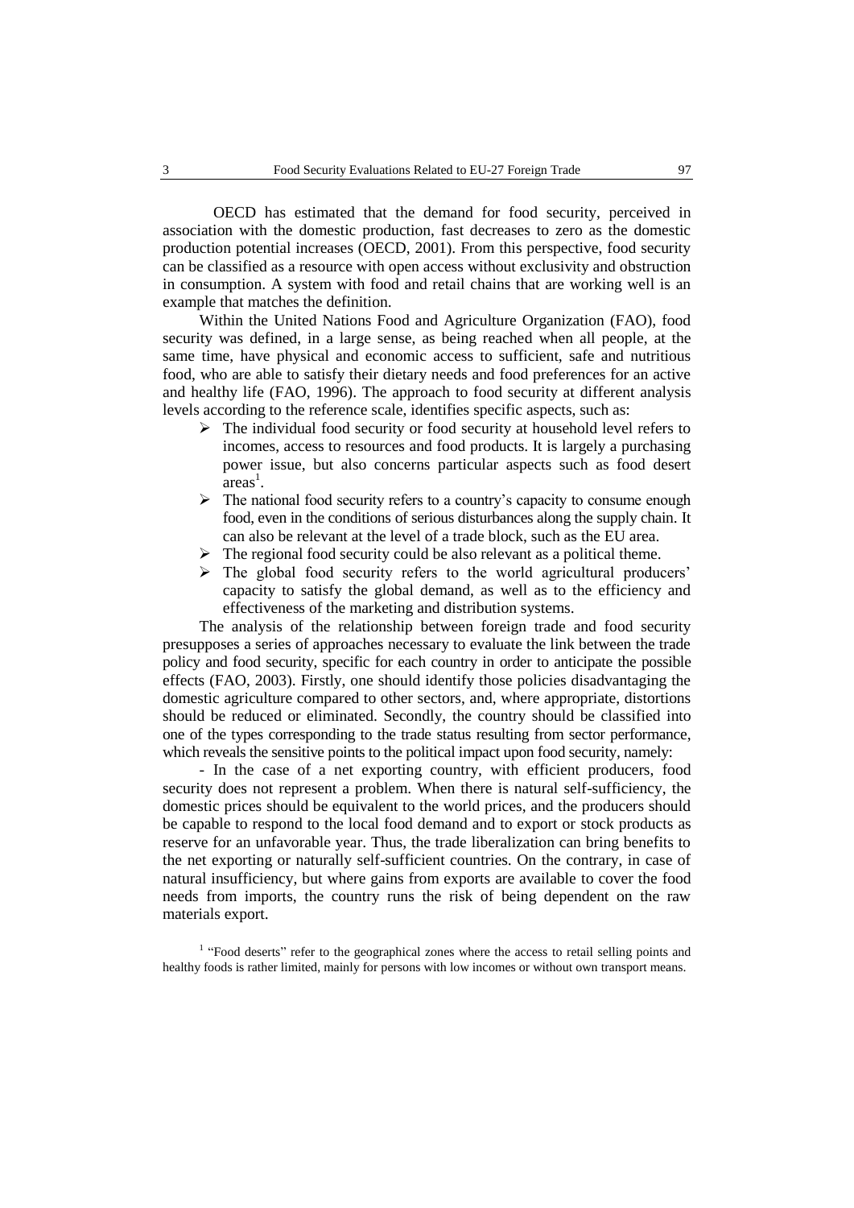OECD has estimated that the demand for food security, perceived in association with the domestic production, fast decreases to zero as the domestic production potential increases (OECD, 2001). From this perspective, food security can be classified as a resource with open access without exclusivity and obstruction in consumption. A system with food and retail chains that are working well is an example that matches the definition.

Within the United Nations Food and Agriculture Organization (FAO), food security was defined, in a large sense, as being reached when all people, at the same time, have physical and economic access to sufficient, safe and nutritious food, who are able to satisfy their dietary needs and food preferences for an active and healthy life (FAO, 1996). The approach to food security at different analysis levels according to the reference scale, identifies specific aspects, such as:

- The individual food security or food security at household level refers to incomes, access to resources and food products. It is largely a purchasing power issue, but also concerns particular aspects such as food desert areas[1].
- The national food security refers to a country's capacity to consume enough food, even in the conditions of serious disturbances along the supply chain. It can also be relevant at the level of a trade block, such as the EU area.
- The regional food security could be also relevant as a political theme.
- The global food security refers to the world agricultural producers' capacity to satisfy the global demand, as well as to the efficiency and effectiveness of the marketing and distribution systems.

The analysis of the relationship between foreign trade and food security presupposes a series of approaches necessary to evaluate the link between the trade policy and food security, specific for each country in order to anticipate the possible effects (FAO, 2003). Firstly, one should identify those policies disadvantaging the domestic agriculture compared to other sectors, and, where appropriate, distortions should be reduced or eliminated. Secondly, the country should be classified into one of the types corresponding to the trade status resulting from sector performance, which reveals the sensitive points to the political impact upon food security, namely:

- In the case of a net exporting country, with efficient producers, food security does not represent a problem. When there is natural self-sufficiency, the domestic prices should be equivalent to the world prices, and the producers should be capable to respond to the local food demand and to export or stock products as reserve for an unfavorable year. Thus, the trade liberalization can bring benefits to the net exporting or naturally self-sufficient countries. On the contrary, in case of natural insufficiency, but where gains from exports are available to cover the food needs from imports, the country runs the risk of being dependent on the raw materials export.

[1] "Food deserts" refer to the geographical zones where the access to retail selling points and healthy foods is rather limited, mainly for persons with low incomes or without own transport means.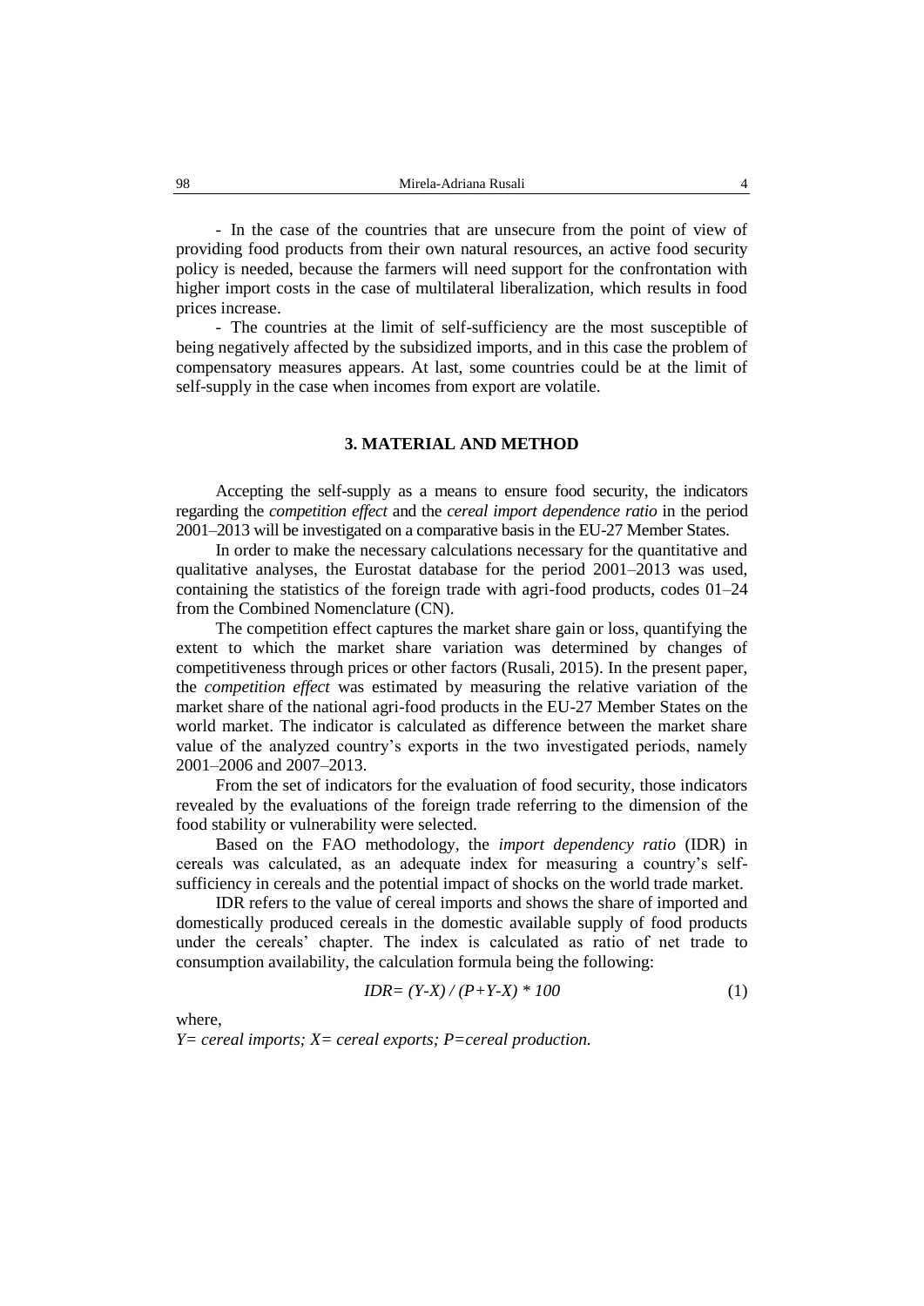- In the case of the countries that are unsecure from the point of view of providing food products from their own natural resources, an active food security policy is needed, because the farmers will need support for the confrontation with higher import costs in the case of multilateral liberalization, which results in food prices increase.

- The countries at the limit of self-sufficiency are the most susceptible of being negatively affected by the subsidized imports, and in this case the problem of compensatory measures appears. At last, some countries could be at the limit of self-supply in the case when incomes from export are volatile.

## 3. MATERIAL AND METHOD

Accepting the self-supply as a means to ensure food security, the indicators regarding the *competition effect* and the *cereal import dependence ratio* in the period 2001–2013 will be investigated on a comparative basis in the EU-27 Member States.

In order to make the necessary calculations necessary for the quantitative and qualitative analyses, the Eurostat database for the period 2001–2013 was used, containing the statistics of the foreign trade with agri-food products, codes 01–24 from the Combined Nomenclature (CN).

The competition effect captures the market share gain or loss, quantifying the extent to which the market share variation was determined by changes of competitiveness through prices or other factors (Rusali, 2015). In the present paper, the *competition effect* was estimated by measuring the relative variation of the market share of the national agri-food products in the EU-27 Member States on the world market. The indicator is calculated as difference between the market share value of the analyzed country's exports in the two investigated periods, namely 2001–2006 and 2007–2013.

From the set of indicators for the evaluation of food security, those indicators revealed by the evaluations of the foreign trade referring to the dimension of the food stability or vulnerability were selected.

Based on the FAO methodology, the *import dependency ratio* (IDR) in cereals was calculated, as an adequate index for measuring a country's self-sufficiency in cereals and the potential impact of shocks on the world trade market.

IDR refers to the value of cereal imports and shows the share of imported and domestically produced cereals in the domestic available supply of food products under the cereals' chapter. The index is calculated as ratio of net trade to consumption availability, the calculation formula being the following:

$$IDR = (Y-X) / (P+Y-X) * 100 \qquad (1)$$

where,

*Y= cereal imports; X= cereal exports; P=cereal production.*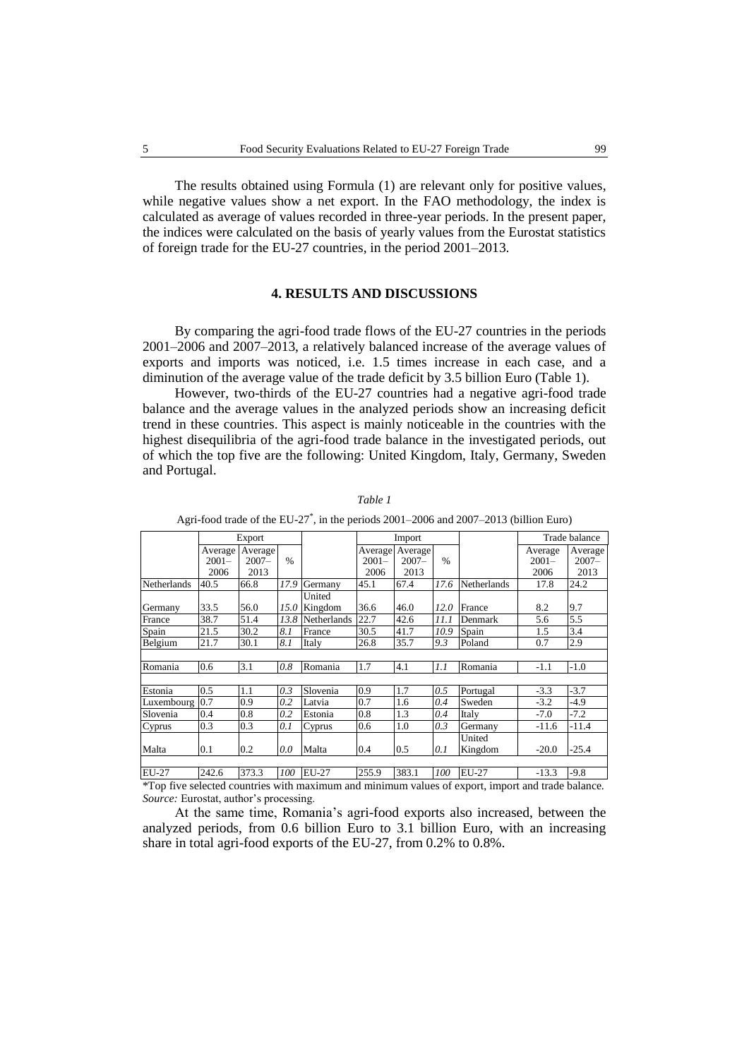The results obtained using Formula (1) are relevant only for positive values, while negative values show a net export. In the FAO methodology, the index is calculated as average of values recorded in three-year periods. In the present paper, the indices were calculated on the basis of yearly values from the Eurostat statistics of foreign trade for the EU-27 countries, in the period 2001–2013.

## 4. RESULTS AND DISCUSSIONS

By comparing the agri-food trade flows of the EU-27 countries in the periods 2001–2006 and 2007–2013, a relatively balanced increase of the average values of exports and imports was noticed, i.e. 1.5 times increase in each case, and a diminution of the average value of the trade deficit by 3.5 billion Euro (Table 1).

However, two-thirds of the EU-27 countries had a negative agri-food trade balance and the average values in the analyzed periods show an increasing deficit trend in these countries. This aspect is mainly noticeable in the countries with the highest disequilibria of the agri-food trade balance in the investigated periods, out of which the top five are the following: United Kingdom, Italy, Germany, Sweden and Portugal.

*Table 1*

Agri-food trade of the EU-27*, in the periods 2001–2006 and 2007–2013 (billion Euro)

| | Export | | | | Import | | | | Trade balance | |
|---|---|---|---|---|---|---|---|---|---|---|
| | Average 2001–2006 | Average 2007–2013 | % | | Average 2001–2006 | Average 2007–2013 | % | | Average 2001–2006 | Average 2007–2013 |
| Netherlands | 40.5 | 66.8 | *17.9* | Germany | 45.1 | 67.4 | *17.6* | Netherlands | 17.8 | 24.2 |
| Germany | 33.5 | 56.0 | *15.0* | United Kingdom | 36.6 | 46.0 | *12.0* | France | 8.2 | 9.7 |
| France | 38.7 | 51.4 | *13.8* | Netherlands | 22.7 | 42.6 | *11.1* | Denmark | 5.6 | 5.5 |
| Spain | 21.5 | 30.2 | *8.1* | France | 30.5 | 41.7 | *10.9* | Spain | 1.5 | 3.4 |
| Belgium | 21.7 | 30.1 | *8.1* | Italy | 26.8 | 35.7 | *9.3* | Poland | 0.7 | 2.9 |
| | | | | | | | | | | |
| Romania | 0.6 | 3.1 | *0.8* | Romania | 1.7 | 4.1 | *1.1* | Romania | -1.1 | -1.0 |
| | | | | | | | | | | |
| Estonia | 0.5 | 1.1 | *0.3* | Slovenia | 0.9 | 1.7 | *0.5* | Portugal | -3.3 | -3.7 |
| Luxembourg | 0.7 | 0.9 | *0.2* | Latvia | 0.7 | 1.6 | *0.4* | Sweden | -3.2 | -4.9 |
| Slovenia | 0.4 | 0.8 | *0.2* | Estonia | 0.8 | 1.3 | *0.4* | Italy | -7.0 | -7.2 |
| Cyprus | 0.3 | 0.3 | *0.1* | Cyprus | 0.6 | 1.0 | *0.3* | Germany | -11.6 | -11.4 |
| Malta | 0.1 | 0.2 | *0.0* | Malta | 0.4 | 0.5 | *0.1* | United Kingdom | -20.0 | -25.4 |
| | | | | | | | | | | |
| EU-27 | 242.6 | 373.3 | *100* | EU-27 | 255.9 | 383.1 | *100* | EU-27 | -13.3 | -9.8 |

*Top five selected countries with maximum and minimum values of export, import and trade balance.
*Source:* Eurostat, author's processing.

At the same time, Romania's agri-food exports also increased, between the analyzed periods, from 0.6 billion Euro to 3.1 billion Euro, with an increasing share in total agri-food exports of the EU-27, from 0.2% to 0.8%.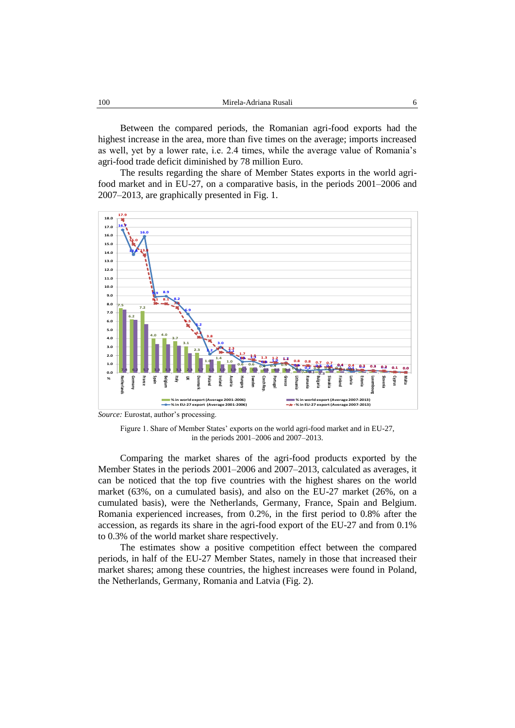Between the compared periods, the Romanian agri-food exports had the highest increase in the area, more than five times on the average; imports increased as well, yet by a lower rate, i.e. 2.4 times, while the average value of Romania's agri-food trade deficit diminished by 78 million Euro.

The results regarding the share of Member States exports in the world agri-food market and in EU-27, on a comparative basis, in the periods 2001–2006 and 2007–2013, are graphically presented in Fig. 1.

*Source:* Eurostat, author's processing.

Figure 1. Share of Member States' exports on the world agri-food market and in EU-27, in the periods 2001–2006 and 2007–2013.

Comparing the market shares of the agri-food products exported by the Member States in the periods 2001–2006 and 2007–2013, calculated as averages, it can be noticed that the top five countries with the highest shares on the world market (63%, on a cumulated basis), and also on the EU-27 market (26%, on a cumulated basis), were the Netherlands, Germany, France, Spain and Belgium. Romania experienced increases, from 0.2%, in the first period to 0.8% after the accession, as regards its share in the agri-food export of the EU-27 and from 0.1% to 0.3% of the world market share respectively.

The estimates show a positive competition effect between the compared periods, in half of the EU-27 Member States, namely in those that increased their market shares; among these countries, the highest increases were found in Poland, the Netherlands, Germany, Romania and Latvia (Fig. 2).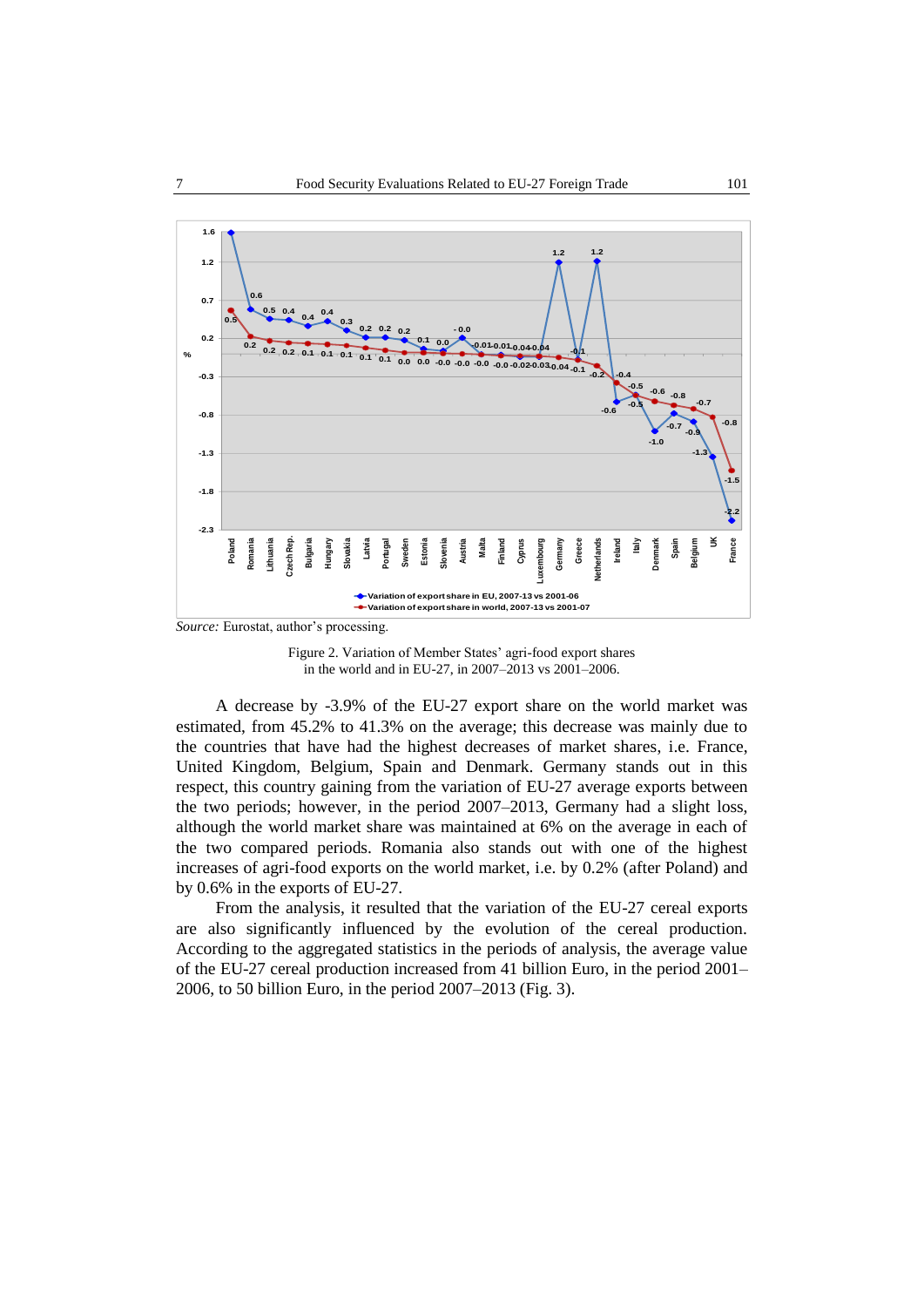*Source:* Eurostat, author's processing.

Figure 2. Variation of Member States' agri-food export shares in the world and in EU-27, in 2007–2013 vs 2001–2006.

A decrease by -3.9% of the EU-27 export share on the world market was estimated, from 45.2% to 41.3% on the average; this decrease was mainly due to the countries that have had the highest decreases of market shares, i.e. France, United Kingdom, Belgium, Spain and Denmark. Germany stands out in this respect, this country gaining from the variation of EU-27 average exports between the two periods; however, in the period 2007–2013, Germany had a slight loss, although the world market share was maintained at 6% on the average in each of the two compared periods. Romania also stands out with one of the highest increases of agri-food exports on the world market, i.e. by 0.2% (after Poland) and by 0.6% in the exports of EU-27.

From the analysis, it resulted that the variation of the EU-27 cereal exports are also significantly influenced by the evolution of the cereal production. According to the aggregated statistics in the periods of analysis, the average value of the EU-27 cereal production increased from 41 billion Euro, in the period 2001–2006, to 50 billion Euro, in the period 2007–2013 (Fig. 3).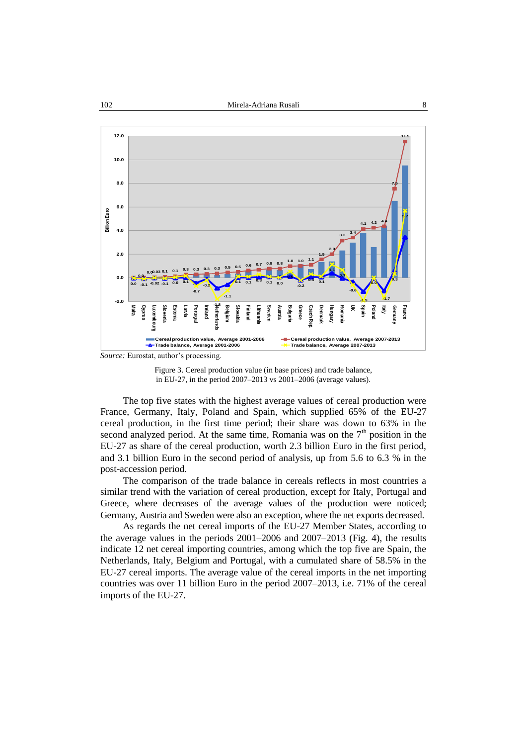*Source:* Eurostat, author's processing.

Figure 3. Cereal production value (in base prices) and trade balance, in EU-27, in the period 2007–2013 vs 2001–2006 (average values).

The top five states with the highest average values of cereal production were France, Germany, Italy, Poland and Spain, which supplied 65% of the EU-27 cereal production, in the first time period; their share was down to 63% in the second analyzed period. At the same time, Romania was on the 7th position in the EU-27 as share of the cereal production, worth 2.3 billion Euro in the first period, and 3.1 billion Euro in the second period of analysis, up from 5.6 to 6.3 % in the post-accession period.

The comparison of the trade balance in cereals reflects in most countries a similar trend with the variation of cereal production, except for Italy, Portugal and Greece, where decreases of the average values of the production were noticed; Germany, Austria and Sweden were also an exception, where the net exports decreased.

As regards the net cereal imports of the EU-27 Member States, according to the average values in the periods 2001–2006 and 2007–2013 (Fig. 4), the results indicate 12 net cereal importing countries, among which the top five are Spain, the Netherlands, Italy, Belgium and Portugal, with a cumulated share of 58.5% in the EU-27 cereal imports. The average value of the cereal imports in the net importing countries was over 11 billion Euro in the period 2007–2013, i.e. 71% of the cereal imports of the EU-27.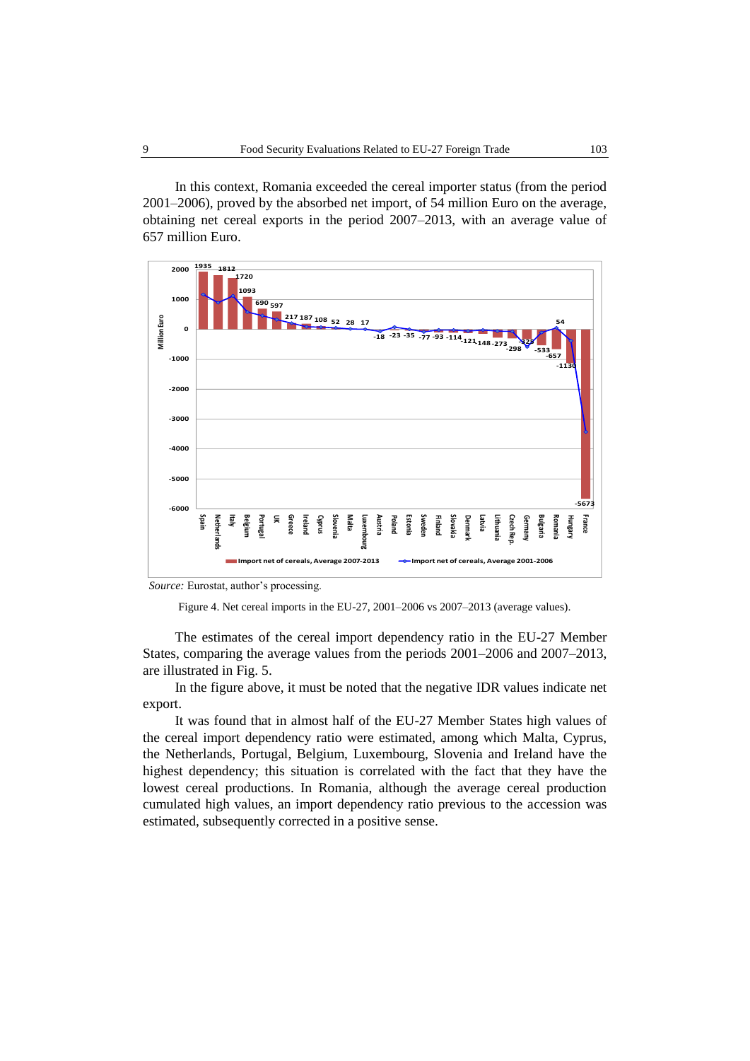In this context, Romania exceeded the cereal importer status (from the period 2001–2006), proved by the absorbed net import, of 54 million Euro on the average, obtaining net cereal exports in the period 2007–2013, with an average value of 657 million Euro.

*Source:* Eurostat, author's processing.

Figure 4. Net cereal imports in the EU-27, 2001–2006 vs 2007–2013 (average values).

The estimates of the cereal import dependency ratio in the EU-27 Member States, comparing the average values from the periods 2001–2006 and 2007–2013, are illustrated in Fig. 5.

In the figure above, it must be noted that the negative IDR values indicate net export.

It was found that in almost half of the EU-27 Member States high values of the cereal import dependency ratio were estimated, among which Malta, Cyprus, the Netherlands, Portugal, Belgium, Luxembourg, Slovenia and Ireland have the highest dependency; this situation is correlated with the fact that they have the lowest cereal productions. In Romania, although the average cereal production cumulated high values, an import dependency ratio previous to the accession was estimated, subsequently corrected in a positive sense.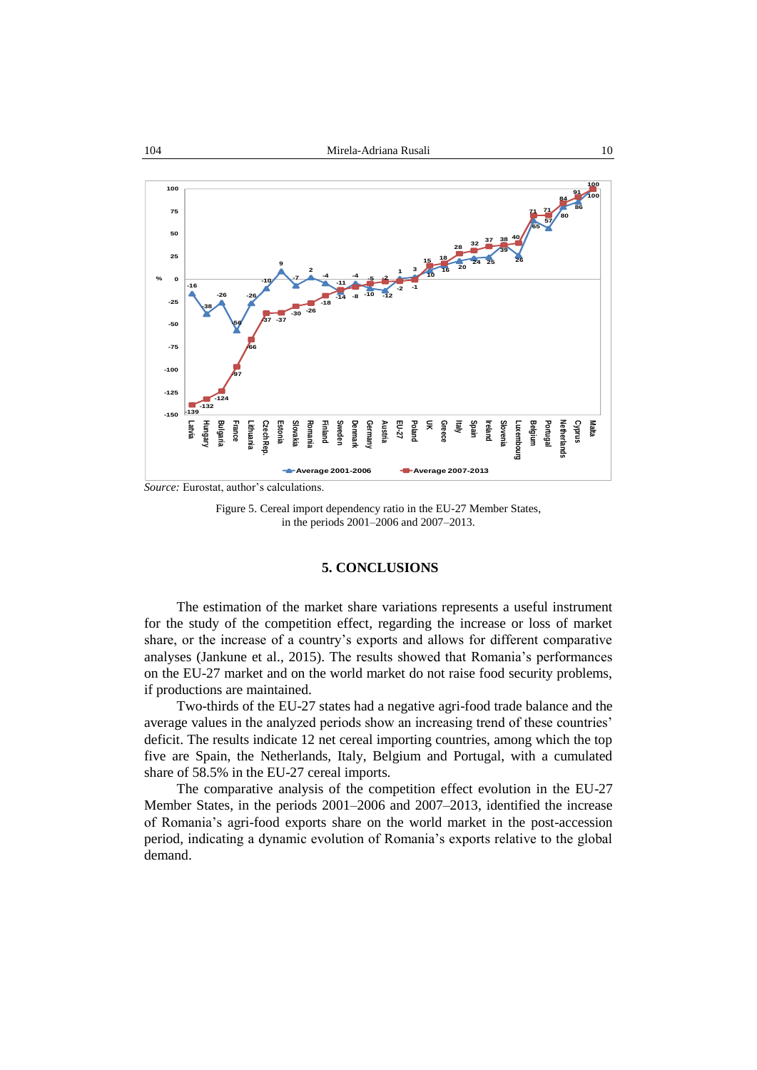*Source:* Eurostat, author's calculations.

Figure 5. Cereal import dependency ratio in the EU-27 Member States, in the periods 2001–2006 and 2007–2013.

## 5. CONCLUSIONS

The estimation of the market share variations represents a useful instrument for the study of the competition effect, regarding the increase or loss of market share, or the increase of a country's exports and allows for different comparative analyses (Jankune et al., 2015). The results showed that Romania's performances on the EU-27 market and on the world market do not raise food security problems, if productions are maintained.

Two-thirds of the EU-27 states had a negative agri-food trade balance and the average values in the analyzed periods show an increasing trend of these countries' deficit. The results indicate 12 net cereal importing countries, among which the top five are Spain, the Netherlands, Italy, Belgium and Portugal, with a cumulated share of 58.5% in the EU-27 cereal imports.

The comparative analysis of the competition effect evolution in the EU-27 Member States, in the periods 2001–2006 and 2007–2013, identified the increase of Romania's agri-food exports share on the world market in the post-accession period, indicating a dynamic evolution of Romania's exports relative to the global demand.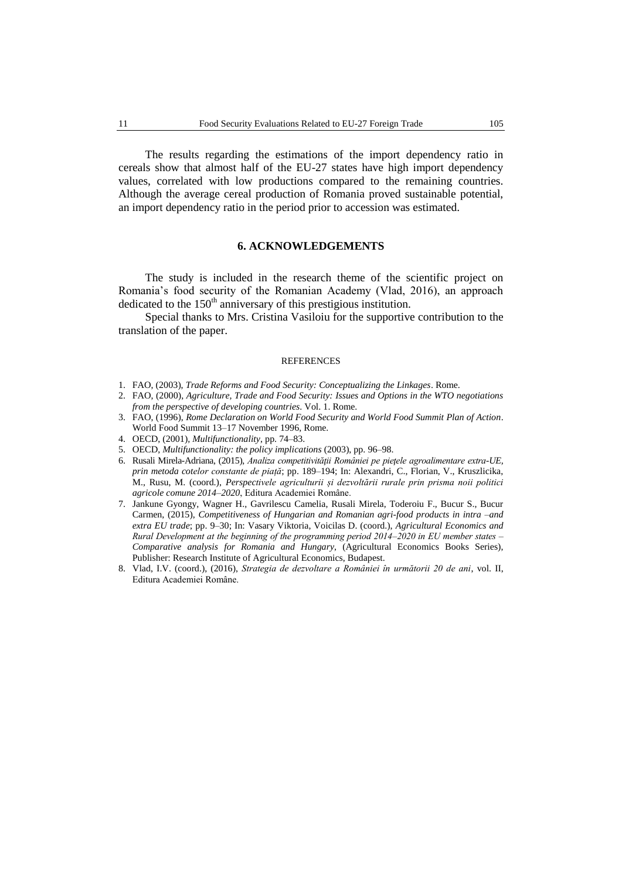The results regarding the estimations of the import dependency ratio in cereals show that almost half of the EU-27 states have high import dependency values, correlated with low productions compared to the remaining countries. Although the average cereal production of Romania proved sustainable potential, an import dependency ratio in the period prior to accession was estimated.

## 6. ACKNOWLEDGEMENTS

The study is included in the research theme of the scientific project on Romania's food security of the Romanian Academy (Vlad, 2016), an approach dedicated to the 150th anniversary of this prestigious institution.

Special thanks to Mrs. Cristina Vasiloiu for the supportive contribution to the translation of the paper.

## REFERENCES

1. FAO, (2003), *Trade Reforms and Food Security: Conceptualizing the Linkages*. Rome.
2. FAO, (2000), *Agriculture, Trade and Food Security: Issues and Options in the WTO negotiations from the perspective of developing countries*. Vol. 1. Rome.
3. FAO, (1996), *Rome Declaration on World Food Security and World Food Summit Plan of Action*. World Food Summit 13–17 November 1996, Rome.
4. OECD, (2001), *Multifunctionality*, pp. 74–83.
5. OECD, *Multifunctionality: the policy implications* (2003), pp. 96–98.
6. Rusali Mirela-Adriana, (2015), *Analiza competitivității României pe piețele agroalimentare extra-UE, prin metoda cotelor constante de piață*; pp. 189–194; In: Alexandri, C., Florian, V., Kruszlicika, M., Rusu, M. (coord.), *Perspectivele agriculturii și dezvoltării rurale prin prisma noii politici agricole comune 2014–2020*, Editura Academiei Române.
7. Jankune Gyongy, Wagner H., Gavrilescu Camelia, Rusali Mirela, Toderoiu F., Bucur S., Bucur Carmen, (2015), *Competitiveness of Hungarian and Romanian agri-food products in intra –and extra EU trade*; pp. 9–30; In: Vasary Viktoria, Voicilas D. (coord.), *Agricultural Economics and Rural Development at the beginning of the programming period 2014–2020 in EU member states – Comparative analysis for Romania and Hungary*, (Agricultural Economics Books Series), Publisher: Research Institute of Agricultural Economics, Budapest.
8. Vlad, I.V. (coord.), (2016), *Strategia de dezvoltare a României în următorii 20 de ani*, vol. II, Editura Academiei Române.